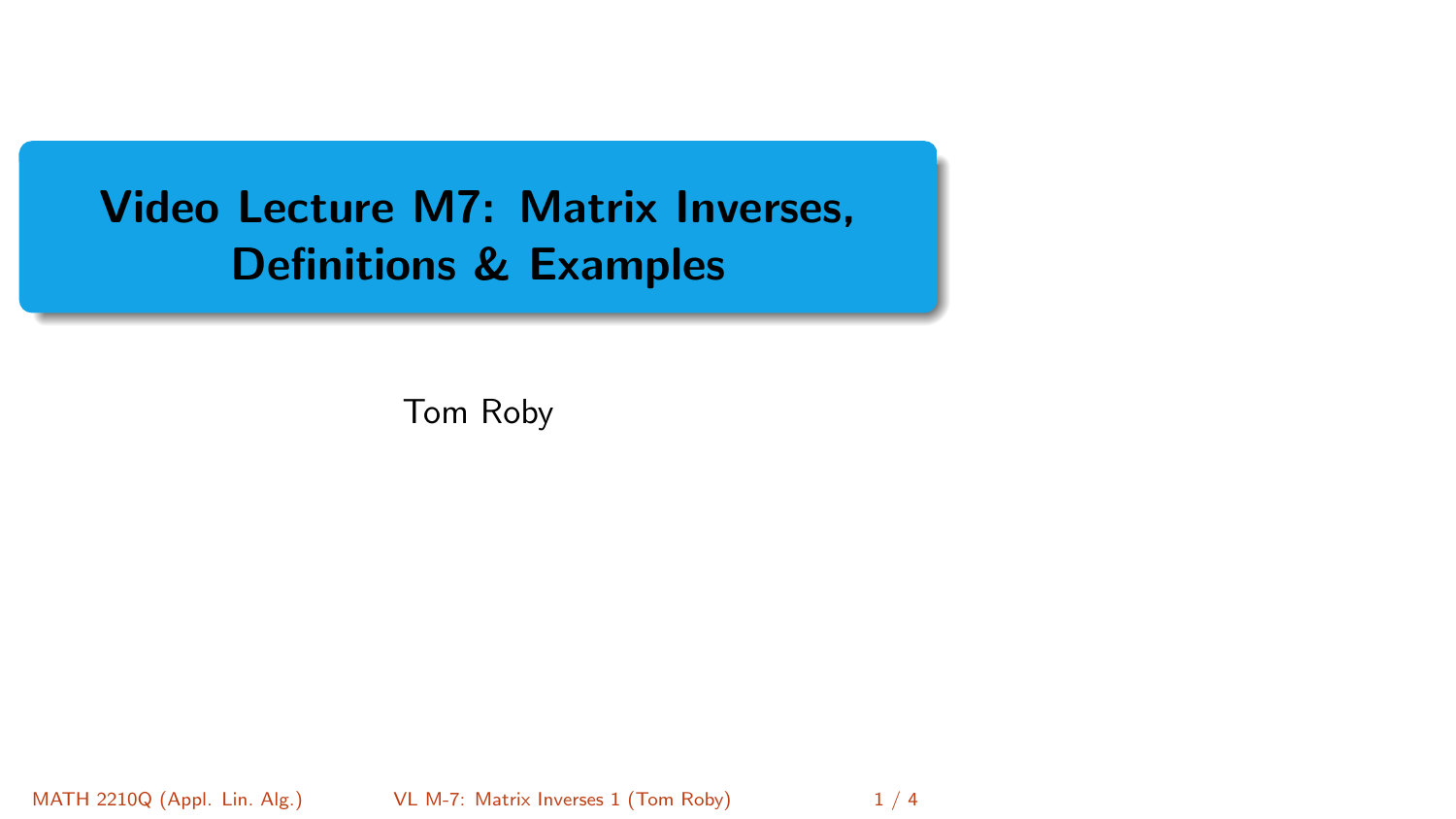# Video Lecture M7: Matrix Inverses, Definitions & Examples

Tom Roby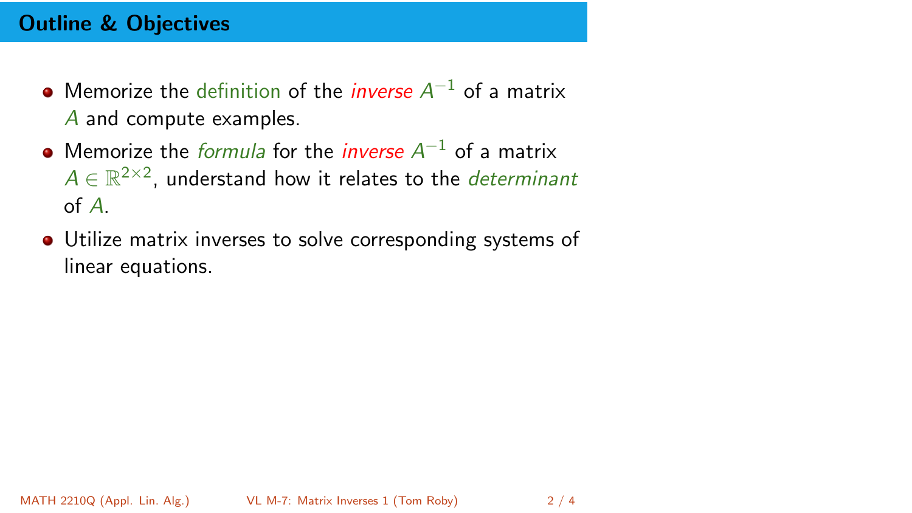## Outline & Objectives

- Memorize the definition of the *inverse* $A^{-1}$ of a matrix $A$ and compute examples.
- Memorize the *formula* for the *inverse* $A^{-1}$ of a matrix $A \in \mathbb{R}^{2\times 2}$, understand how it relates to the *determinant* of $A$.
- Utilize matrix inverses to solve corresponding systems of linear equations.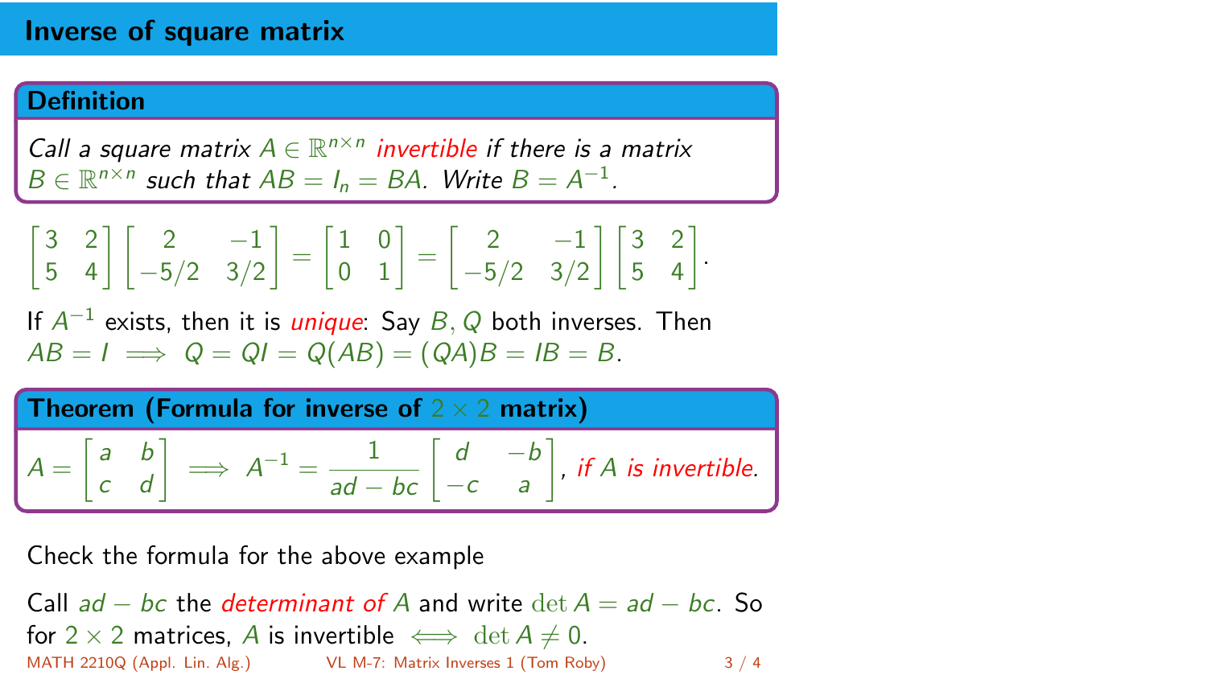# Inverse of square matrix

**Definition**

*Call a square matrix $A \in \mathbb{R}^{n\times n}$ invertible if there is a matrix $B \in \mathbb{R}^{n\times n}$ such that $AB = I_n = BA$. Write $B = A^{-1}$.*

$$\begin{bmatrix} 3 & 2 \\ 5 & 4 \end{bmatrix} \begin{bmatrix} 2 & -1 \\ -5/2 & 3/2 \end{bmatrix} = \begin{bmatrix} 1 & 0 \\ 0 & 1 \end{bmatrix} = \begin{bmatrix} 2 & -1 \\ -5/2 & 3/2 \end{bmatrix} \begin{bmatrix} 3 & 2 \\ 5 & 4 \end{bmatrix}.$$

If $A^{-1}$ exists, then it is *unique*: Say $B, Q$ both inverses. Then $AB = I \implies Q = QI = Q(AB) = (QA)B = IB = B$.

**Theorem (Formula for inverse of $2 \times 2$ matrix)**

$$A = \begin{bmatrix} a & b \\ c & d \end{bmatrix} \implies A^{-1} = \frac{1}{ad - bc} \begin{bmatrix} d & -b \\ -c & a \end{bmatrix},$$ *if $A$ is invertible.*

Check the formula for the above example

Call $ad - bc$ the *determinant of $A$* and write $\det A = ad - bc$. So for $2 \times 2$ matrices, $A$ is invertible $\iff \det A \neq 0$.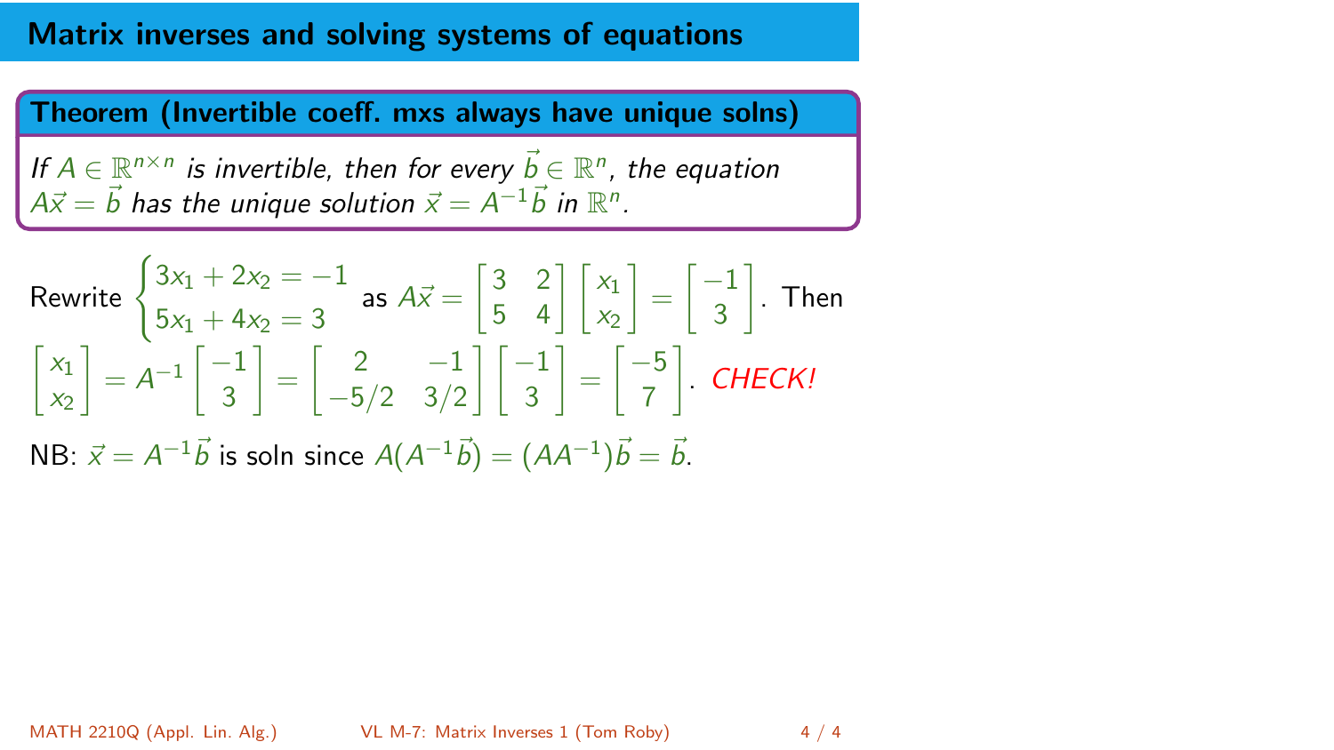# Matrix inverses and solving systems of equations

**Theorem (Invertible coeff. mxs always have unique solns)**

*If $A \in \mathbb{R}^{n\times n}$ is invertible, then for every $\vec{b} \in \mathbb{R}^n$, the equation $A\vec{x} = \vec{b}$ has the unique solution $\vec{x} = A^{-1}\vec{b}$ in $\mathbb{R}^n$.*

Rewrite $\begin{cases} 3x_1 + 2x_2 = -1 \\ 5x_1 + 4x_2 = 3 \end{cases}$ as $A\vec{x} = \begin{bmatrix} 3 & 2 \\ 5 & 4 \end{bmatrix} \begin{bmatrix} x_1 \\ x_2 \end{bmatrix} = \begin{bmatrix} -1 \\ 3 \end{bmatrix}$. Then $\begin{bmatrix} x_1 \\ x_2 \end{bmatrix} = A^{-1} \begin{bmatrix} -1 \\ 3 \end{bmatrix} = \begin{bmatrix} 2 & -1 \\ -5/2 & 3/2 \end{bmatrix} \begin{bmatrix} -1 \\ 3 \end{bmatrix} = \begin{bmatrix} -5 \\ 7 \end{bmatrix}$. *CHECK!*

NB: $\vec{x} = A^{-1}\vec{b}$ is soln since $A(A^{-1}\vec{b}) = (AA^{-1})\vec{b} = \vec{b}$.